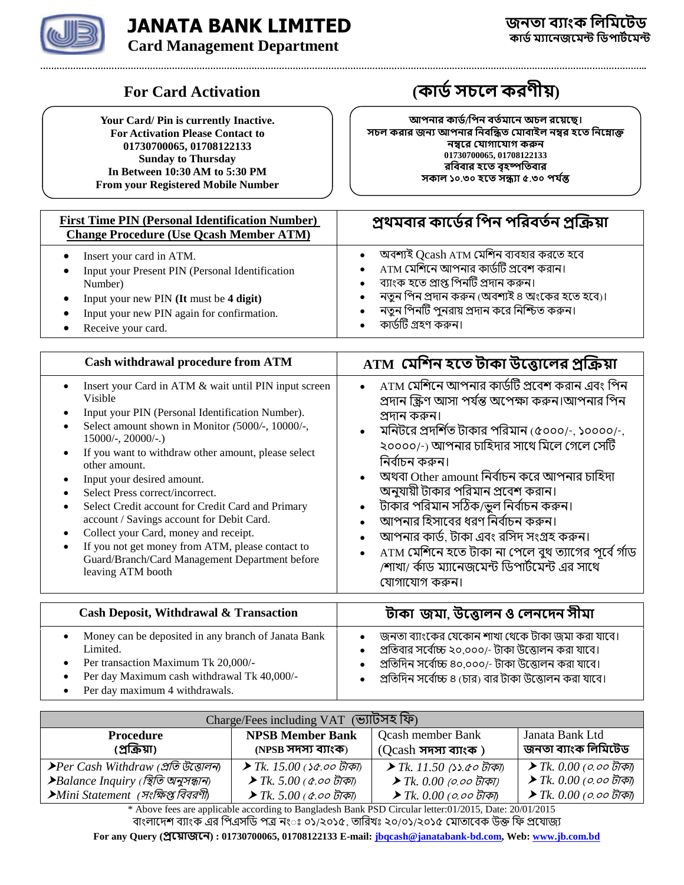# JANATA BANK LIMITED

**Card Management Department**

**জনতা ব্যাংক লিমিটেড**
**কার্ড ম্যানেজমেন্ট ডিপার্টমেন্ট**

## For Card Activation

**Your Card/ Pin is currently Inactive.**
**For Activation Please Contact to**
**01730700065, 01708122133**
**Sunday to Thursday**
**In Between 10:30 AM to 5:30 PM**
**From your Registered Mobile Number**

## (কার্ড সচলে করণীয়)

**আপনার কার্ড/পিন বর্তমানে অচল রয়েছে।**
**সচল করার জন্য আপনার নিবন্ধিত মোবাইল নম্বর হতে নিম্নোক্ত নম্বরে যোগাযোগ করুন**
**01730700065, 01708122133**
**রবিবার হতে বৃহস্পতিবার**
**সকাল ১০.৩০ হতে সন্ধ্যা ৫.৩০ পর্যন্ত**

| First Time PIN (Personal Identification Number) Change Procedure (Use Qcash Member ATM) | প্রথমবার কার্ডের পিন পরিবর্তন প্রক্রিয়া |
|---|---|
| • Insert your card in ATM.<br>• Input your Present PIN (Personal Identification Number)<br>• Input your new PIN (**It** must be **4 digit**)<br>• Input your new PIN again for confirmation.<br>• Receive your card. | • অবশ্যই Qcash ATM মেশিন ব্যবহার করতে হবে<br>• ATM মেশিনে আপনার কার্ডটি প্রবেশ করান।<br>• ব্যাংক হতে প্রাপ্ত পিনটি প্রদান করুন।<br>• নতুন পিন প্রদান করুন (অবশ্যই ৪ অংকের হতে হবে)।<br>• নতুন পিনটি পুনরায় প্রদান করে নিশ্চিত করুন।<br>• কার্ডটি গ্রহণ করুন। |

| Cash withdrawal procedure from ATM | ATM মেশিন হতে টাকা উত্তোলের প্রক্রিয়া |
|---|---|
| • Insert your Card in ATM & wait until PIN input screen Visible<br>• Input your PIN (Personal Identification Number).<br>• Select amount shown in Monitor (5000/-, 10000/-, 15000/-, 20000/-.)<br>• If you want to withdraw other amount, please select other amount.<br>• Input your desired amount.<br>• Select Press correct/incorrect.<br>• Select Credit account for Credit Card and Primary account / Savings account for Debit Card.<br>• Collect your Card, money and receipt.<br>• If you not get money from ATM, please contact to Guard/Branch/Card Management Department before leaving ATM booth | • ATM মেশিনে আপনার কার্ডটি প্রবেশ করান এবং পিন প্রদান স্ক্রিণ আসা পর্যন্ত অপেক্ষা করুন।আপনার পিন প্রদান করুন।<br>• মনিটরে প্রদর্শিত টাকার পরিমান (৫০০০/-, ১০০০০/-, ২০০০০/-) আপনার চাহিদার সাথে মিলে গেলে সেটি নির্বাচন করুন।<br>• অথবা Other amount নির্বাচন করে আপনার চাহিদা অনুযায়ী টাকার পরিমান প্রবেশ করান।<br>• টাকার পরিমান সঠিক/ভুল নির্বাচন করুন।<br>• আপনার হিসাবের ধরণ নির্বাচন করুন।<br>• আপনার কার্ড, টাকা এবং রসিদ সংগ্রহ করুন।<br>• ATM মেশিনে হতে টাকা না পেলে বুথ ত্যাগের পূর্বে গার্ড /শাখা/ কার্ড ম্যানেজমেন্ট ডিপার্টমেন্ট এর সাথে যোগাযোগ করুন। |

| Cash Deposit, Withdrawal & Transaction | টাকা জমা, উত্তোলন ও লেনদেন সীমা |
|---|---|
| • Money can be deposited in any branch of Janata Bank Limited.<br>• Per transaction Maximum Tk 20,000/-<br>• Per day Maximum cash withdrawal Tk 40,000/-<br>• Per day maximum 4 withdrawals. | • জনতা ব্যাংকের যেকোন শাখা থেকে টাকা জমা করা যাবে।<br>• প্রতিবার সর্বোচ্চ ২০,০০০/- টাকা উত্তোলন করা যাবে।<br>• প্রতিদিন সর্বোচ্চ ৪০,০০০/- টাকা উত্তোলন করা যাবে।<br>• প্রতিদিন সর্বোচ্চ ৪ (চার) বার টাকা উত্তোলন করা যাবে। |

| Charge/Fees including VAT (ভ্যাটসহ ফি) | | | |
|---|---|---|---|
| **Procedure (প্রক্রিয়া)** | **NPSB Member Bank (NPSB সদস্য ব্যাংক)** | Qcash member Bank (Qcash **সদস্য ব্যাংক**) | Janata Bank Ltd **জনতা ব্যাংক লিমিটেড** |
| ➤*Per Cash Withdraw (প্রতি উত্তোলন)* | ➤ *Tk. 15.00 (১৫.০০ টাকা)* | ➤ *Tk. 11.50 (১১.৫০ টাকা)* | ➤ *Tk. 0.00 (০.০০ টাকা)* |
| ➤*Balance Inquiry (স্থিতি অনুসন্ধান)* | ➤ *Tk. 5.00 (৫.০০ টাকা)* | ➤ *Tk. 0.00 (০.০০ টাকা)* | ➤ *Tk. 0.00 (০.০০ টাকা)* |
| ➤*Mini Statement (সংক্ষিপ্ত বিবরণী)* | ➤ *Tk. 5.00 (৫.০০ টাকা)* | ➤ *Tk. 0.00 (০.০০ টাকা)* | ➤ *Tk. 0.00 (০.০০ টাকা)* |

* Above fees are applicable according to Bangladesh Bank PSD Circular letter:01/2015, Date: 20/01/2015
বাংলাদেশ ব্যাংক এর পিএসডি পত্র নংঃ ০১/২০১৫, তারিখঃ ২০/০১/২০১৫ মোতাবেক উক্ত ফি প্রযোজ্য

**For any Query (প্রয়োজনে) : 01730700065, 01708122133 E-mail:** jbqcash@janatabank-bd.com, **Web:** www.jb.com.bd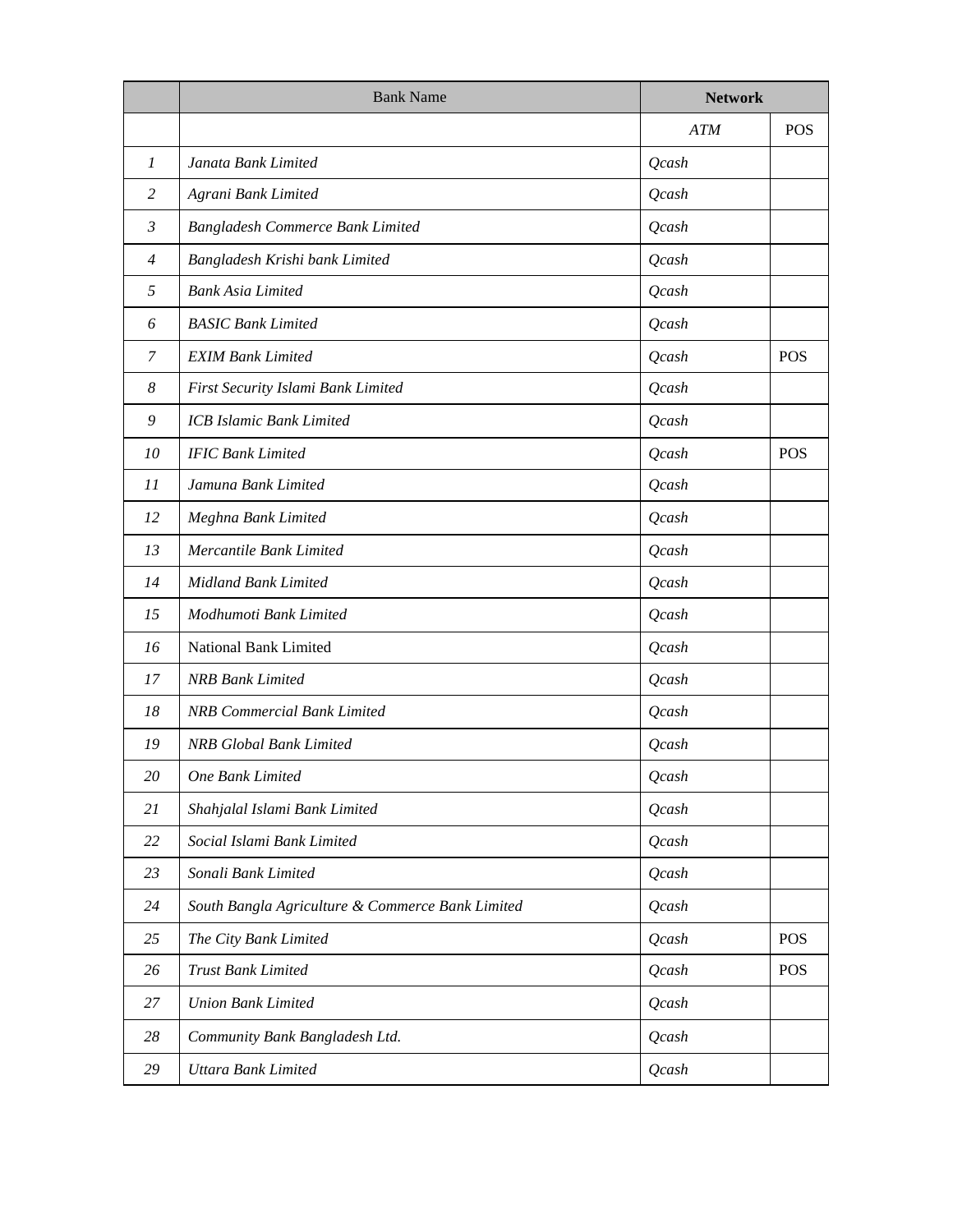| | Bank Name | Network | |
|---|---|---|---|
| | | *ATM* | POS |
| *1* | *Janata Bank Limited* | *Qcash* | |
| *2* | *Agrani Bank Limited* | *Qcash* | |
| *3* | *Bangladesh Commerce Bank Limited* | *Qcash* | |
| *4* | *Bangladesh Krishi bank Limited* | *Qcash* | |
| *5* | *Bank Asia Limited* | *Qcash* | |
| *6* | *BASIC Bank Limited* | *Qcash* | |
| *7* | *EXIM Bank Limited* | *Qcash* | POS |
| *8* | *First Security Islami Bank Limited* | *Qcash* | |
| *9* | *ICB Islamic Bank Limited* | *Qcash* | |
| *10* | *IFIC Bank Limited* | *Qcash* | POS |
| *11* | *Jamuna Bank Limited* | *Qcash* | |
| *12* | *Meghna Bank Limited* | *Qcash* | |
| *13* | *Mercantile Bank Limited* | *Qcash* | |
| *14* | *Midland Bank Limited* | *Qcash* | |
| *15* | *Modhumoti Bank Limited* | *Qcash* | |
| *16* | National Bank Limited | *Qcash* | |
| *17* | *NRB Bank Limited* | *Qcash* | |
| *18* | *NRB Commercial Bank Limited* | *Qcash* | |
| *19* | *NRB Global Bank Limited* | *Qcash* | |
| *20* | *One Bank Limited* | *Qcash* | |
| *21* | *Shahjalal Islami Bank Limited* | *Qcash* | |
| *22* | *Social Islami Bank Limited* | *Qcash* | |
| *23* | *Sonali Bank Limited* | *Qcash* | |
| *24* | *South Bangla Agriculture & Commerce Bank Limited* | *Qcash* | |
| *25* | *The City Bank Limited* | *Qcash* | POS |
| *26* | *Trust Bank Limited* | *Qcash* | POS |
| *27* | *Union Bank Limited* | *Qcash* | |
| *28* | *Community Bank Bangladesh Ltd.* | *Qcash* | |
| *29* | *Uttara Bank Limited* | *Qcash* | |